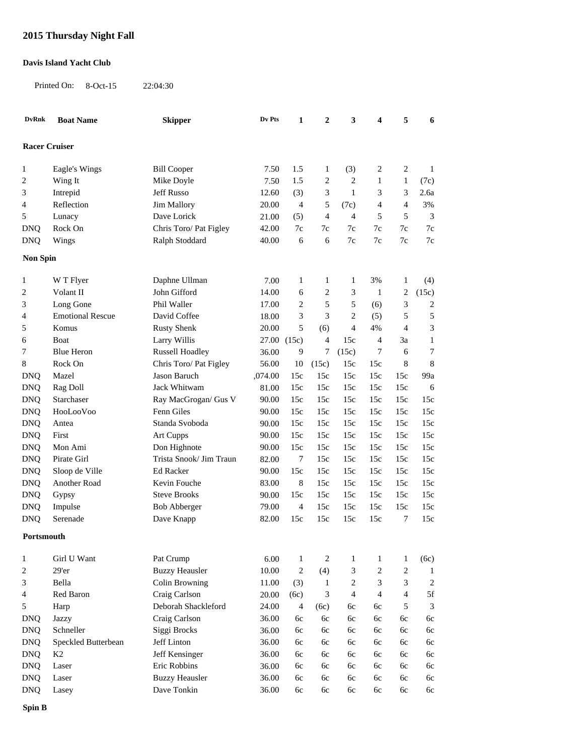# 2015 Thursday Night Fall

**Davis Island Yacht Club**

Printed On: 8-Oct-15 22:04:30

| DvRnk | Boat Name | Skipper | Dv Pts | 1 | 2 | 3 | 4 | 5 | 6 |
|---|---|---|---|---|---|---|---|---|---|
| **Racer Cruiser** | | | | | | | | | |
| 1 | Eagle's Wings | Bill Cooper | 7.50 | 1.5 | 1 | (3) | 2 | 2 | 1 |
| 2 | Wing It | Mike Doyle | 7.50 | 1.5 | 2 | 2 | 1 | 1 | (7c) |
| 3 | Intrepid | Jeff Russo | 12.60 | (3) | 3 | 1 | 3 | 3 | 2.6a |
| 4 | Reflection | Jim Mallory | 20.00 | 4 | 5 | (7c) | 4 | 4 | 3% |
| 5 | Lunacy | Dave Lorick | 21.00 | (5) | 4 | 4 | 5 | 5 | 3 |
| DNQ | Rock On | Chris Toro/ Pat Figley | 42.00 | 7c | 7c | 7c | 7c | 7c | 7c |
| DNQ | Wings | Ralph Stoddard | 40.00 | 6 | 6 | 7c | 7c | 7c | 7c |
| **Non Spin** | | | | | | | | | |
| 1 | W T Flyer | Daphne Ullman | 7.00 | 1 | 1 | 1 | 3% | 1 | (4) |
| 2 | Volant II | John Gifford | 14.00 | 6 | 2 | 3 | 1 | 2 | (15c) |
| 3 | Long Gone | Phil Waller | 17.00 | 2 | 5 | 5 | (6) | 3 | 2 |
| 4 | Emotional Rescue | David Coffee | 18.00 | 3 | 3 | 2 | (5) | 5 | 5 |
| 5 | Komus | Rusty Shenk | 20.00 | 5 | (6) | 4 | 4% | 4 | 3 |
| 6 | Boat | Larry Willis | 27.00 | (15c) | 4 | 15c | 4 | 3a | 1 |
| 7 | Blue Heron | Russell Hoadley | 36.00 | 9 | 7 | (15c) | 7 | 6 | 7 |
| 8 | Rock On | Chris Toro/ Pat Figley | 56.00 | 10 | (15c) | 15c | 15c | 8 | 8 |
| DNQ | Mazel | Jason Baruch | ,074.00 | 15c | 15c | 15c | 15c | 15c | 99a |
| DNQ | Rag Doll | Jack Whitwam | 81.00 | 15c | 15c | 15c | 15c | 15c | 6 |
| DNQ | Starchaser | Ray MacGrogan/ Gus V | 90.00 | 15c | 15c | 15c | 15c | 15c | 15c |
| DNQ | HooLooVoo | Fenn Giles | 90.00 | 15c | 15c | 15c | 15c | 15c | 15c |
| DNQ | Antea | Standa Svoboda | 90.00 | 15c | 15c | 15c | 15c | 15c | 15c |
| DNQ | First | Art Cupps | 90.00 | 15c | 15c | 15c | 15c | 15c | 15c |
| DNQ | Mon Ami | Don Highnote | 90.00 | 15c | 15c | 15c | 15c | 15c | 15c |
| DNQ | Pirate Girl | Trista Snook/ Jim Traun | 82.00 | 7 | 15c | 15c | 15c | 15c | 15c |
| DNQ | Sloop de Ville | Ed Racker | 90.00 | 15c | 15c | 15c | 15c | 15c | 15c |
| DNQ | Another Road | Kevin Fouche | 83.00 | 8 | 15c | 15c | 15c | 15c | 15c |
| DNQ | Gypsy | Steve Brooks | 90.00 | 15c | 15c | 15c | 15c | 15c | 15c |
| DNQ | Impulse | Bob Abberger | 79.00 | 4 | 15c | 15c | 15c | 15c | 15c |
| DNQ | Serenade | Dave Knapp | 82.00 | 15c | 15c | 15c | 15c | 7 | 15c |
| **Portsmouth** | | | | | | | | | |
| 1 | Girl U Want | Pat Crump | 6.00 | 1 | 2 | 1 | 1 | 1 | (6c) |
| 2 | 29'er | Buzzy Heausler | 10.00 | 2 | (4) | 3 | 2 | 2 | 1 |
| 3 | Bella | Colin Browning | 11.00 | (3) | 1 | 2 | 3 | 3 | 2 |
| 4 | Red Baron | Craig Carlson | 20.00 | (6c) | 3 | 4 | 4 | 4 | 5f |
| 5 | Harp | Deborah Shackleford | 24.00 | 4 | (6c) | 6c | 6c | 5 | 3 |
| DNQ | Jazzy | Craig Carlson | 36.00 | 6c | 6c | 6c | 6c | 6c | 6c |
| DNQ | Schneller | Siggi Brocks | 36.00 | 6c | 6c | 6c | 6c | 6c | 6c |
| DNQ | Speckled Butterbean | Jeff Linton | 36.00 | 6c | 6c | 6c | 6c | 6c | 6c |
| DNQ | K2 | Jeff Kensinger | 36.00 | 6c | 6c | 6c | 6c | 6c | 6c |
| DNQ | Laser | Eric Robbins | 36.00 | 6c | 6c | 6c | 6c | 6c | 6c |
| DNQ | Laser | Buzzy Heausler | 36.00 | 6c | 6c | 6c | 6c | 6c | 6c |
| DNQ | Lasey | Dave Tonkin | 36.00 | 6c | 6c | 6c | 6c | 6c | 6c |

**Spin B**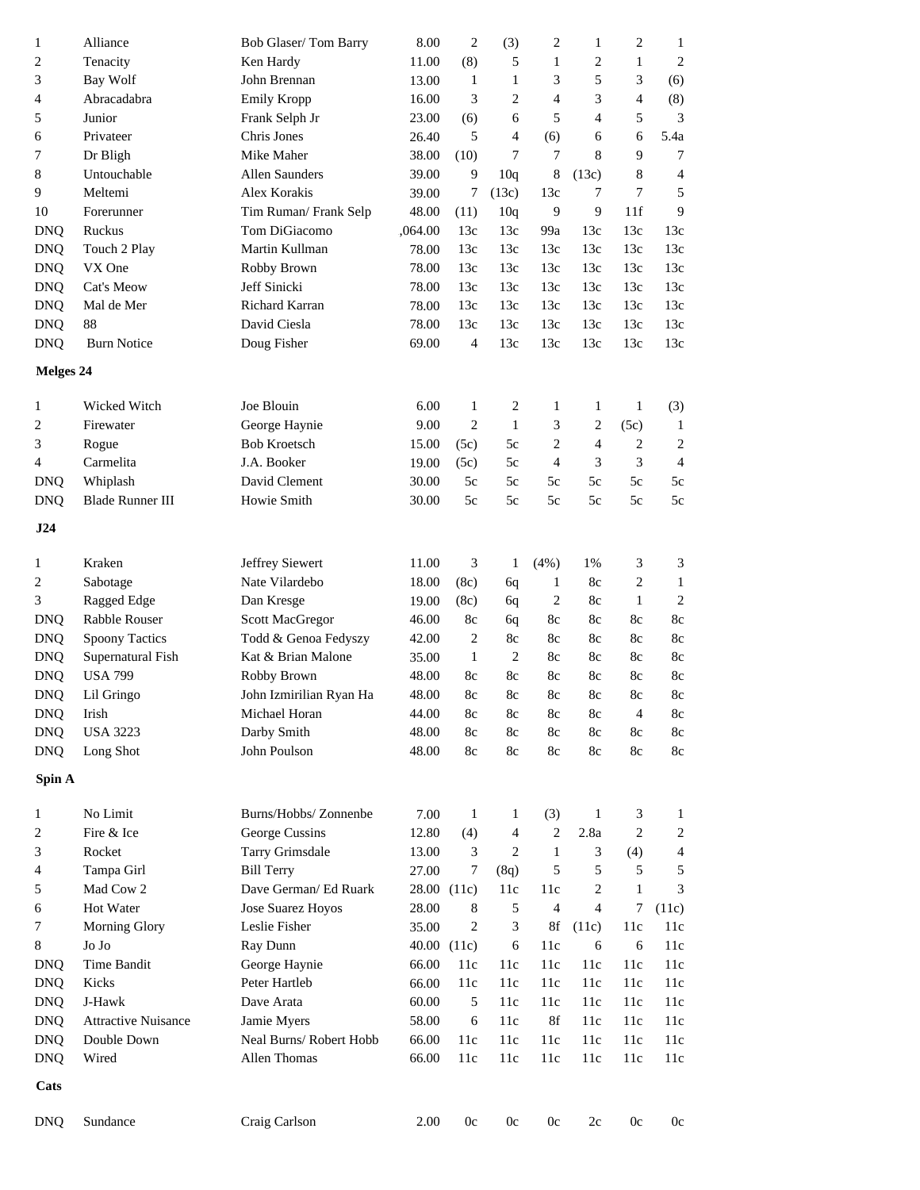| | | | | | | | | | |
|---|---|---|---|---|---|---|---|---|---|
| 1 | Alliance | Bob Glaser/ Tom Barry | 8.00 | 2 | (3) | 2 | 1 | 2 | 1 |
| 2 | Tenacity | Ken Hardy | 11.00 | (8) | 5 | 1 | 2 | 1 | 2 |
| 3 | Bay Wolf | John Brennan | 13.00 | 1 | 1 | 3 | 5 | 3 | (6) |
| 4 | Abracadabra | Emily Kropp | 16.00 | 3 | 2 | 4 | 3 | 4 | (8) |
| 5 | Junior | Frank Selph Jr | 23.00 | (6) | 6 | 5 | 4 | 5 | 3 |
| 6 | Privateer | Chris Jones | 26.40 | 5 | 4 | (6) | 6 | 6 | 5.4a |
| 7 | Dr Bligh | Mike Maher | 38.00 | (10) | 7 | 7 | 8 | 9 | 7 |
| 8 | Untouchable | Allen Saunders | 39.00 | 9 | 10q | 8 | (13c) | 8 | 4 |
| 9 | Meltemi | Alex Korakis | 39.00 | 7 | (13c) | 13c | 7 | 7 | 5 |
| 10 | Forerunner | Tim Ruman/ Frank Selp | 48.00 | (11) | 10q | 9 | 9 | 11f | 9 |
| DNQ | Ruckus | Tom DiGiacomo | ,064.00 | 13c | 13c | 99a | 13c | 13c | 13c |
| DNQ | Touch 2 Play | Martin Kullman | 78.00 | 13c | 13c | 13c | 13c | 13c | 13c |
| DNQ | VX One | Robby Brown | 78.00 | 13c | 13c | 13c | 13c | 13c | 13c |
| DNQ | Cat's Meow | Jeff Sinicki | 78.00 | 13c | 13c | 13c | 13c | 13c | 13c |
| DNQ | Mal de Mer | Richard Karran | 78.00 | 13c | 13c | 13c | 13c | 13c | 13c |
| DNQ | 88 | David Ciesla | 78.00 | 13c | 13c | 13c | 13c | 13c | 13c |
| DNQ | Burn Notice | Doug Fisher | 69.00 | 4 | 13c | 13c | 13c | 13c | 13c |

**Melges 24**

| | | | | | | | | | |
|---|---|---|---|---|---|---|---|---|---|
| 1 | Wicked Witch | Joe Blouin | 6.00 | 1 | 2 | 1 | 1 | 1 | (3) |
| 2 | Firewater | George Haynie | 9.00 | 2 | 1 | 3 | 2 | (5c) | 1 |
| 3 | Rogue | Bob Kroetsch | 15.00 | (5c) | 5c | 2 | 4 | 2 | 2 |
| 4 | Carmelita | J.A. Booker | 19.00 | (5c) | 5c | 4 | 3 | 3 | 4 |
| DNQ | Whiplash | David Clement | 30.00 | 5c | 5c | 5c | 5c | 5c | 5c |
| DNQ | Blade Runner III | Howie Smith | 30.00 | 5c | 5c | 5c | 5c | 5c | 5c |

**J24**

| | | | | | | | | | |
|---|---|---|---|---|---|---|---|---|---|
| 1 | Kraken | Jeffrey Siewert | 11.00 | 3 | 1 | (4%) | 1% | 3 | 3 |
| 2 | Sabotage | Nate Vilardebo | 18.00 | (8c) | 6q | 1 | 8c | 2 | 1 |
| 3 | Ragged Edge | Dan Kresge | 19.00 | (8c) | 6q | 2 | 8c | 1 | 2 |
| DNQ | Rabble Rouser | Scott MacGregor | 46.00 | 8c | 6q | 8c | 8c | 8c | 8c |
| DNQ | Spoony Tactics | Todd & Genoa Fedyszy | 42.00 | 2 | 8c | 8c | 8c | 8c | 8c |
| DNQ | Supernatural Fish | Kat & Brian Malone | 35.00 | 1 | 2 | 8c | 8c | 8c | 8c |
| DNQ | USA 799 | Robby Brown | 48.00 | 8c | 8c | 8c | 8c | 8c | 8c |
| DNQ | Lil Gringo | John Izmirilian Ryan Ha | 48.00 | 8c | 8c | 8c | 8c | 8c | 8c |
| DNQ | Irish | Michael Horan | 44.00 | 8c | 8c | 8c | 8c | 4 | 8c |
| DNQ | USA 3223 | Darby Smith | 48.00 | 8c | 8c | 8c | 8c | 8c | 8c |
| DNQ | Long Shot | John Poulson | 48.00 | 8c | 8c | 8c | 8c | 8c | 8c |

**Spin A**

| | | | | | | | | | |
|---|---|---|---|---|---|---|---|---|---|
| 1 | No Limit | Burns/Hobbs/ Zonnenbe | 7.00 | 1 | 1 | (3) | 1 | 3 | 1 |
| 2 | Fire & Ice | George Cussins | 12.80 | (4) | 4 | 2 | 2.8a | 2 | 2 |
| 3 | Rocket | Tarry Grimsdale | 13.00 | 3 | 2 | 1 | 3 | (4) | 4 |
| 4 | Tampa Girl | Bill Terry | 27.00 | 7 | (8q) | 5 | 5 | 5 | 5 |
| 5 | Mad Cow 2 | Dave German/ Ed Ruark | 28.00 | (11c) | 11c | 11c | 2 | 1 | 3 |
| 6 | Hot Water | Jose Suarez Hoyos | 28.00 | 8 | 5 | 4 | 4 | 7 | (11c) |
| 7 | Morning Glory | Leslie Fisher | 35.00 | 2 | 3 | 8f | (11c) | 11c | 11c |
| 8 | Jo Jo | Ray Dunn | 40.00 | (11c) | 6 | 11c | 6 | 6 | 11c |
| DNQ | Time Bandit | George Haynie | 66.00 | 11c | 11c | 11c | 11c | 11c | 11c |
| DNQ | Kicks | Peter Hartleb | 66.00 | 11c | 11c | 11c | 11c | 11c | 11c |
| DNQ | J-Hawk | Dave Arata | 60.00 | 5 | 11c | 11c | 11c | 11c | 11c |
| DNQ | Attractive Nuisance | Jamie Myers | 58.00 | 6 | 11c | 8f | 11c | 11c | 11c |
| DNQ | Double Down | Neal Burns/ Robert Hobb | 66.00 | 11c | 11c | 11c | 11c | 11c | 11c |
| DNQ | Wired | Allen Thomas | 66.00 | 11c | 11c | 11c | 11c | 11c | 11c |

**Cats**

| | | | | | | | | | |
|---|---|---|---|---|---|---|---|---|---|
| DNQ | Sundance | Craig Carlson | 2.00 | 0c | 0c | 0c | 2c | 0c | 0c |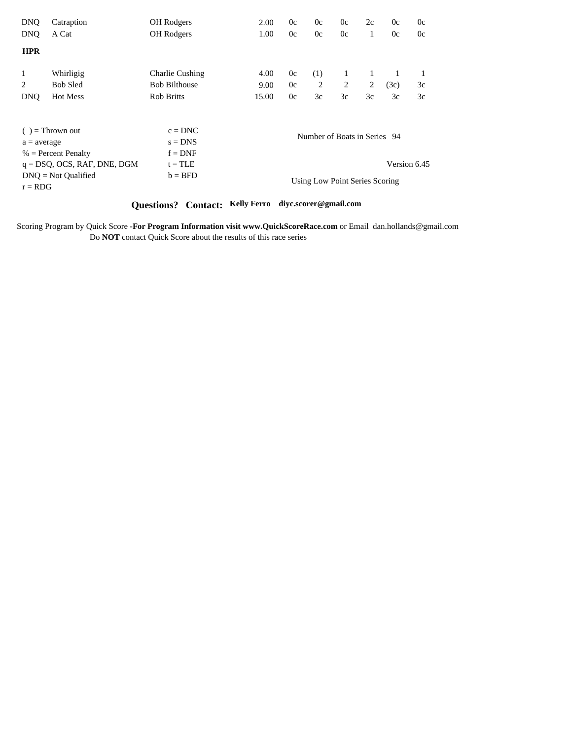| | | | | | | | | | |
|---|---|---|---|---|---|---|---|---|---|
| DNQ | Catraption | OH Rodgers | 2.00 | 0c | 0c | 0c | 2c | 0c | 0c |
| DNQ | A Cat | OH Rodgers | 1.00 | 0c | 0c | 0c | 1 | 0c | 0c |

**HPR**

| | | | | | | | | | |
|---|---|---|---|---|---|---|---|---|---|
| 1 | Whirligig | Charlie Cushing | 4.00 | 0c | (1) | 1 | 1 | 1 | 1 |
| 2 | Bob Sled | Bob Bilthouse | 9.00 | 0c | 2 | 2 | 2 | (3c) | 3c |
| DNQ | Hot Mess | Rob Britts | 15.00 | 0c | 3c | 3c | 3c | 3c | 3c |

( ) = Thrown out
a = average
% = Percent Penalty
q = DSQ, OCS, RAF, DNE, DGM
DNQ = Not Qualified
r = RDG

c = DNC
s = DNS
f = DNF
t = TLE
b = BFD

Number of Boats in Series 94

Version 6.45

Using Low Point Series Scoring

**Questions? Contact: Kelly Ferro diyc.scorer@gmail.com**

Scoring Program by Quick Score -**For Program Information visit www.QuickScoreRace.com** or Email dan.hollands@gmail.com
Do **NOT** contact Quick Score about the results of this race series